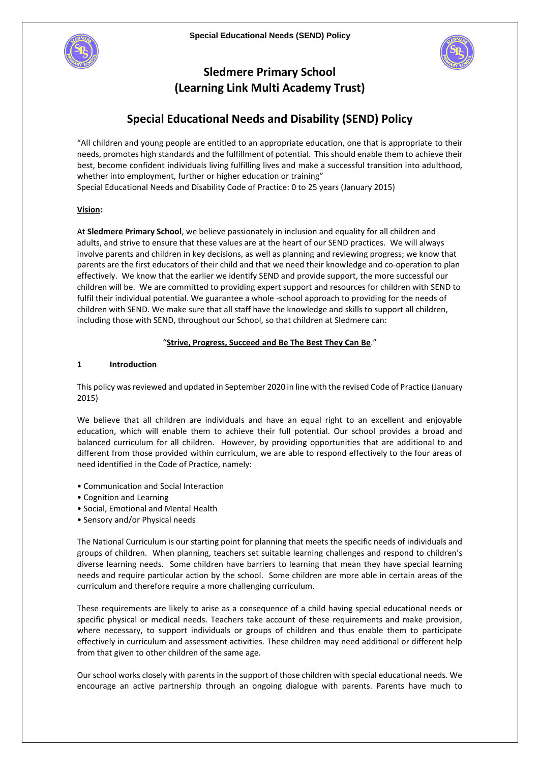# Sledmere Primary School (Learning Link Multi Academy Trust)

## Special Educational Needs and Disability (SEND) Policy

"All children and young people are entitled to an appropriate education, one that is appropriate to their needs, promotes high standards and the fulfillment of potential. This should enable them to achieve their best, become confident individuals living fulfilling lives and make a successful transition into adulthood, whether into employment, further or higher education or training"
Special Educational Needs and Disability Code of Practice: 0 to 25 years (January 2015)

**Vision:**

At **Sledmere Primary School**, we believe passionately in inclusion and equality for all children and adults, and strive to ensure that these values are at the heart of our SEND practices. We will always involve parents and children in key decisions, as well as planning and reviewing progress; we know that parents are the first educators of their child and that we need their knowledge and co-operation to plan effectively. We know that the earlier we identify SEND and provide support, the more successful our children will be. We are committed to providing expert support and resources for children with SEND to fulfil their individual potential. We guarantee a whole -school approach to providing for the needs of children with SEND. We make sure that all staff have the knowledge and skills to support all children, including those with SEND, throughout our School, so that children at Sledmere can:

"**Strive, Progress, Succeed and Be The Best They Can Be**."

### 1 Introduction

This policy was reviewed and updated in September 2020 in line with the revised Code of Practice (January 2015)

We believe that all children are individuals and have an equal right to an excellent and enjoyable education, which will enable them to achieve their full potential. Our school provides a broad and balanced curriculum for all children. However, by providing opportunities that are additional to and different from those provided within curriculum, we are able to respond effectively to the four areas of need identified in the Code of Practice, namely:

- Communication and Social Interaction
- Cognition and Learning
- Social, Emotional and Mental Health
- Sensory and/or Physical needs

The National Curriculum is our starting point for planning that meets the specific needs of individuals and groups of children. When planning, teachers set suitable learning challenges and respond to children's diverse learning needs. Some children have barriers to learning that mean they have special learning needs and require particular action by the school. Some children are more able in certain areas of the curriculum and therefore require a more challenging curriculum.

These requirements are likely to arise as a consequence of a child having special educational needs or specific physical or medical needs. Teachers take account of these requirements and make provision, where necessary, to support individuals or groups of children and thus enable them to participate effectively in curriculum and assessment activities. These children may need additional or different help from that given to other children of the same age.

Our school works closely with parents in the support of those children with special educational needs. We encourage an active partnership through an ongoing dialogue with parents. Parents have much to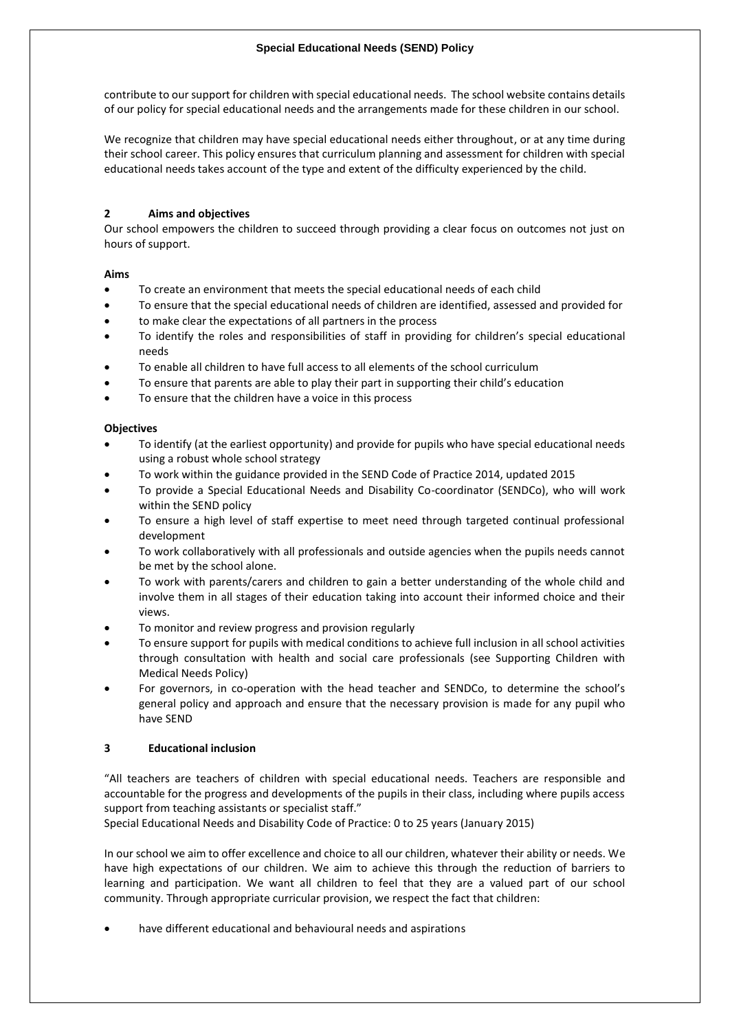contribute to our support for children with special educational needs. The school website contains details of our policy for special educational needs and the arrangements made for these children in our school.

We recognize that children may have special educational needs either throughout, or at any time during their school career. This policy ensures that curriculum planning and assessment for children with special educational needs takes account of the type and extent of the difficulty experienced by the child.

## 2 Aims and objectives

Our school empowers the children to succeed through providing a clear focus on outcomes not just on hours of support.

**Aims**

- To create an environment that meets the special educational needs of each child
- To ensure that the special educational needs of children are identified, assessed and provided for
- to make clear the expectations of all partners in the process
- To identify the roles and responsibilities of staff in providing for children's special educational needs
- To enable all children to have full access to all elements of the school curriculum
- To ensure that parents are able to play their part in supporting their child's education
- To ensure that the children have a voice in this process

**Objectives**

- To identify (at the earliest opportunity) and provide for pupils who have special educational needs using a robust whole school strategy
- To work within the guidance provided in the SEND Code of Practice 2014, updated 2015
- To provide a Special Educational Needs and Disability Co-coordinator (SENDCo), who will work within the SEND policy
- To ensure a high level of staff expertise to meet need through targeted continual professional development
- To work collaboratively with all professionals and outside agencies when the pupils needs cannot be met by the school alone.
- To work with parents/carers and children to gain a better understanding of the whole child and involve them in all stages of their education taking into account their informed choice and their views.
- To monitor and review progress and provision regularly
- To ensure support for pupils with medical conditions to achieve full inclusion in all school activities through consultation with health and social care professionals (see Supporting Children with Medical Needs Policy)
- For governors, in co-operation with the head teacher and SENDCo, to determine the school's general policy and approach and ensure that the necessary provision is made for any pupil who have SEND

## 3 Educational inclusion

"All teachers are teachers of children with special educational needs. Teachers are responsible and accountable for the progress and developments of the pupils in their class, including where pupils access support from teaching assistants or specialist staff."
Special Educational Needs and Disability Code of Practice: 0 to 25 years (January 2015)

In our school we aim to offer excellence and choice to all our children, whatever their ability or needs. We have high expectations of our children. We aim to achieve this through the reduction of barriers to learning and participation. We want all children to feel that they are a valued part of our school community. Through appropriate curricular provision, we respect the fact that children:

- have different educational and behavioural needs and aspirations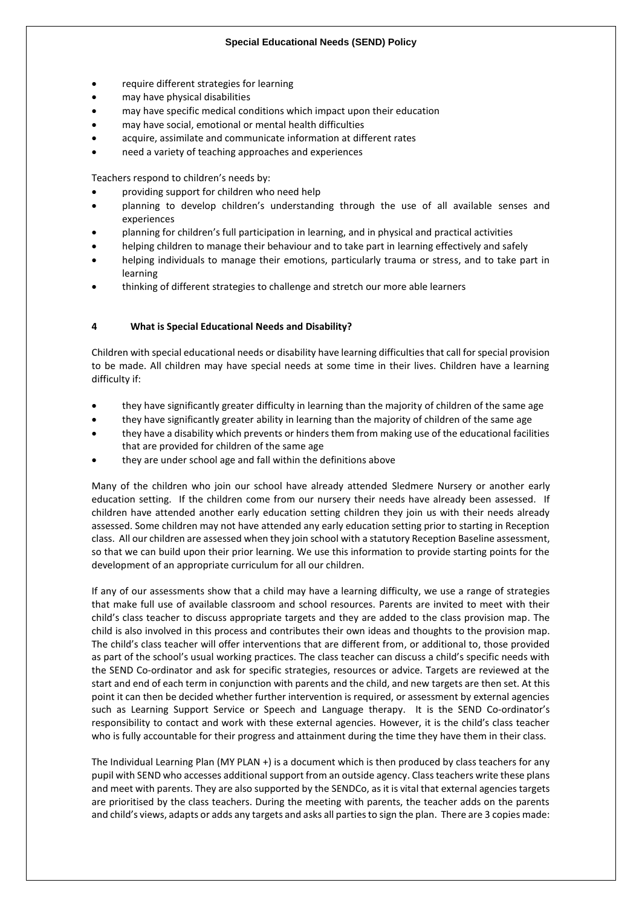- require different strategies for learning
- may have physical disabilities
- may have specific medical conditions which impact upon their education
- may have social, emotional or mental health difficulties
- acquire, assimilate and communicate information at different rates
- need a variety of teaching approaches and experiences

Teachers respond to children's needs by:

- providing support for children who need help
- planning to develop children's understanding through the use of all available senses and experiences
- planning for children's full participation in learning, and in physical and practical activities
- helping children to manage their behaviour and to take part in learning effectively and safely
- helping individuals to manage their emotions, particularly trauma or stress, and to take part in learning
- thinking of different strategies to challenge and stretch our more able learners

## 4 What is Special Educational Needs and Disability?

Children with special educational needs or disability have learning difficulties that call for special provision to be made. All children may have special needs at some time in their lives. Children have a learning difficulty if:

- they have significantly greater difficulty in learning than the majority of children of the same age
- they have significantly greater ability in learning than the majority of children of the same age
- they have a disability which prevents or hinders them from making use of the educational facilities that are provided for children of the same age
- they are under school age and fall within the definitions above

Many of the children who join our school have already attended Sledmere Nursery or another early education setting. If the children come from our nursery their needs have already been assessed. If children have attended another early education setting children they join us with their needs already assessed. Some children may not have attended any early education setting prior to starting in Reception class. All our children are assessed when they join school with a statutory Reception Baseline assessment, so that we can build upon their prior learning. We use this information to provide starting points for the development of an appropriate curriculum for all our children.

If any of our assessments show that a child may have a learning difficulty, we use a range of strategies that make full use of available classroom and school resources. Parents are invited to meet with their child's class teacher to discuss appropriate targets and they are added to the class provision map. The child is also involved in this process and contributes their own ideas and thoughts to the provision map. The child's class teacher will offer interventions that are different from, or additional to, those provided as part of the school's usual working practices. The class teacher can discuss a child's specific needs with the SEND Co-ordinator and ask for specific strategies, resources or advice. Targets are reviewed at the start and end of each term in conjunction with parents and the child, and new targets are then set. At this point it can then be decided whether further intervention is required, or assessment by external agencies such as Learning Support Service or Speech and Language therapy. It is the SEND Co-ordinator's responsibility to contact and work with these external agencies. However, it is the child's class teacher who is fully accountable for their progress and attainment during the time they have them in their class.

The Individual Learning Plan (MY PLAN +) is a document which is then produced by class teachers for any pupil with SEND who accesses additional support from an outside agency. Class teachers write these plans and meet with parents. They are also supported by the SENDCo, as it is vital that external agencies targets are prioritised by the class teachers. During the meeting with parents, the teacher adds on the parents and child's views, adapts or adds any targets and asks all parties to sign the plan. There are 3 copies made: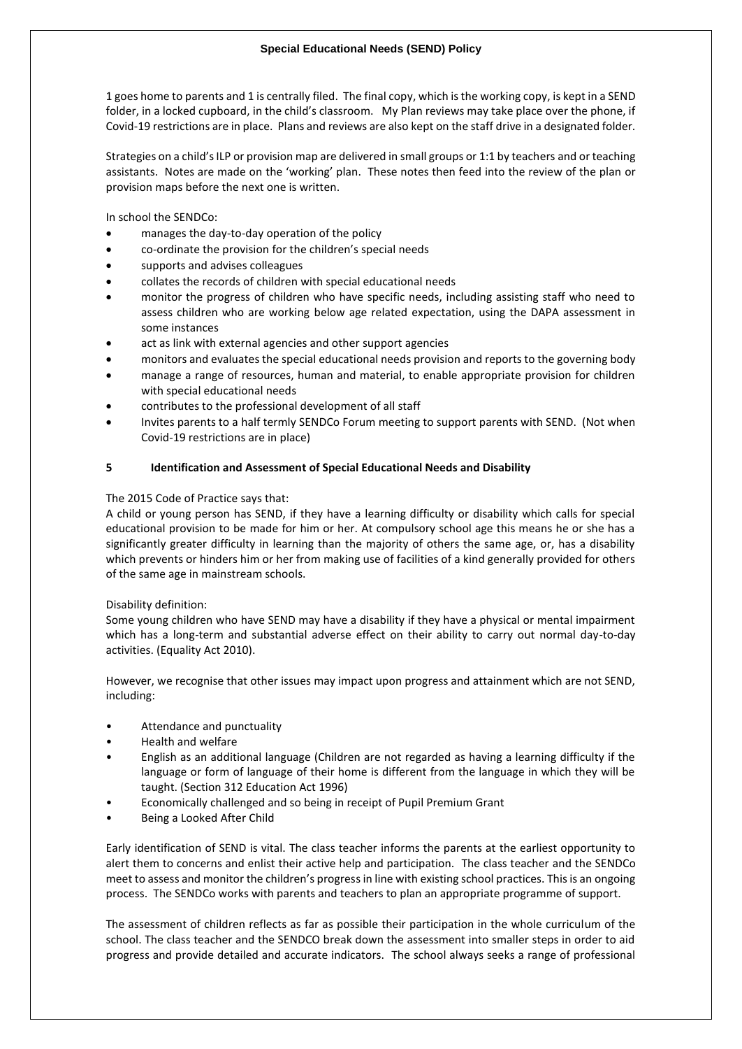1 goes home to parents and 1 is centrally filed. The final copy, which is the working copy, is kept in a SEND folder, in a locked cupboard, in the child's classroom. My Plan reviews may take place over the phone, if Covid-19 restrictions are in place. Plans and reviews are also kept on the staff drive in a designated folder.

Strategies on a child's ILP or provision map are delivered in small groups or 1:1 by teachers and or teaching assistants. Notes are made on the 'working' plan. These notes then feed into the review of the plan or provision maps before the next one is written.

In school the SENDCo:

- manages the day-to-day operation of the policy
- co-ordinate the provision for the children's special needs
- supports and advises colleagues
- collates the records of children with special educational needs
- monitor the progress of children who have specific needs, including assisting staff who need to assess children who are working below age related expectation, using the DAPA assessment in some instances
- act as link with external agencies and other support agencies
- monitors and evaluates the special educational needs provision and reports to the governing body
- manage a range of resources, human and material, to enable appropriate provision for children with special educational needs
- contributes to the professional development of all staff
- Invites parents to a half termly SENDCo Forum meeting to support parents with SEND. (Not when Covid-19 restrictions are in place)

## 5 Identification and Assessment of Special Educational Needs and Disability

The 2015 Code of Practice says that:
A child or young person has SEND, if they have a learning difficulty or disability which calls for special educational provision to be made for him or her. At compulsory school age this means he or she has a significantly greater difficulty in learning than the majority of others the same age, or, has a disability which prevents or hinders him or her from making use of facilities of a kind generally provided for others of the same age in mainstream schools.

Disability definition:
Some young children who have SEND may have a disability if they have a physical or mental impairment which has a long-term and substantial adverse effect on their ability to carry out normal day-to-day activities. (Equality Act 2010).

However, we recognise that other issues may impact upon progress and attainment which are not SEND, including:

- Attendance and punctuality
- Health and welfare
- English as an additional language (Children are not regarded as having a learning difficulty if the language or form of language of their home is different from the language in which they will be taught. (Section 312 Education Act 1996)
- Economically challenged and so being in receipt of Pupil Premium Grant
- Being a Looked After Child

Early identification of SEND is vital. The class teacher informs the parents at the earliest opportunity to alert them to concerns and enlist their active help and participation. The class teacher and the SENDCo meet to assess and monitor the children's progress in line with existing school practices. This is an ongoing process. The SENDCo works with parents and teachers to plan an appropriate programme of support.

The assessment of children reflects as far as possible their participation in the whole curriculum of the school. The class teacher and the SENDCO break down the assessment into smaller steps in order to aid progress and provide detailed and accurate indicators. The school always seeks a range of professional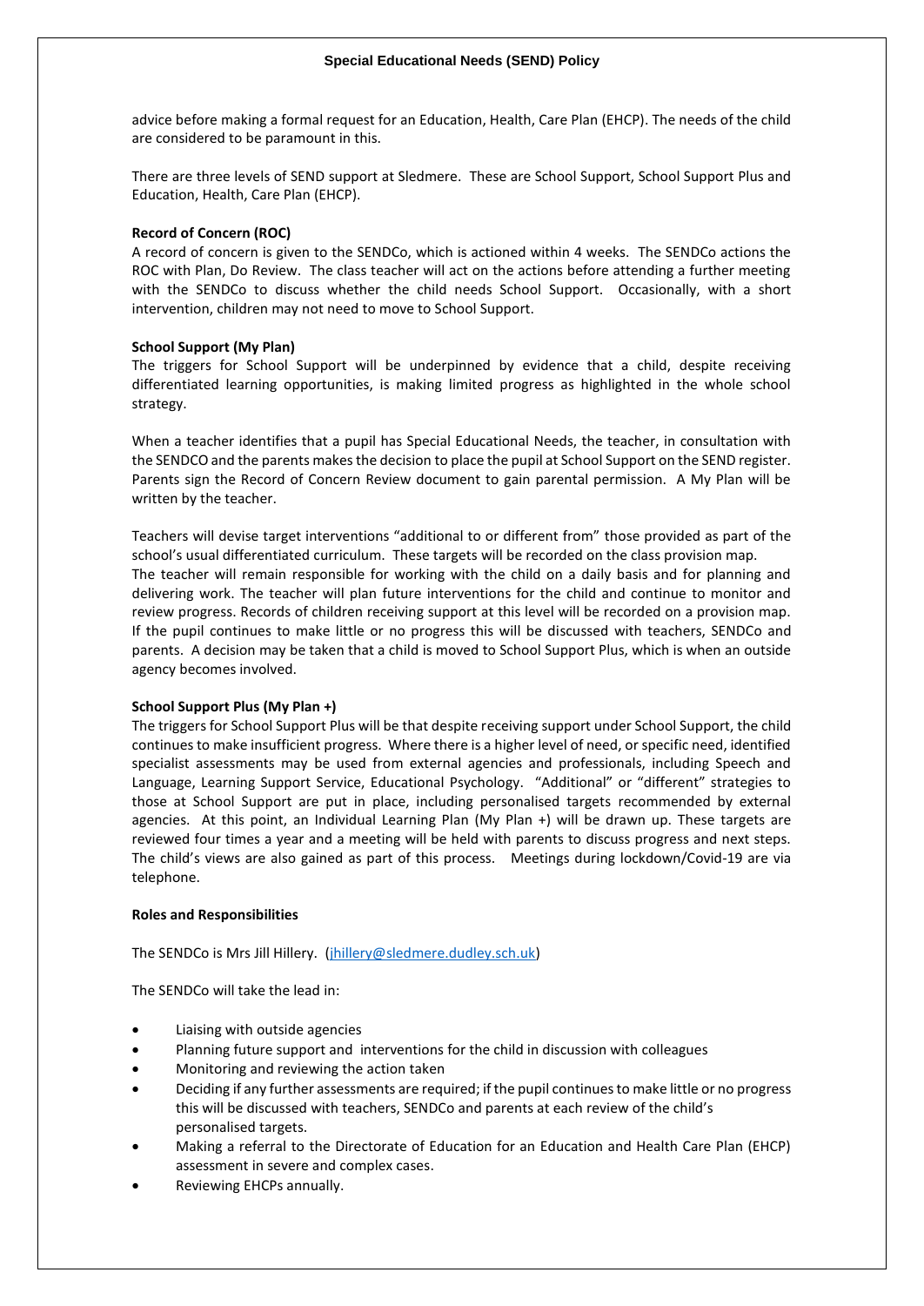advice before making a formal request for an Education, Health, Care Plan (EHCP). The needs of the child are considered to be paramount in this.

There are three levels of SEND support at Sledmere. These are School Support, School Support Plus and Education, Health, Care Plan (EHCP).

**Record of Concern (ROC)**

A record of concern is given to the SENDCo, which is actioned within 4 weeks. The SENDCo actions the ROC with Plan, Do Review. The class teacher will act on the actions before attending a further meeting with the SENDCo to discuss whether the child needs School Support. Occasionally, with a short intervention, children may not need to move to School Support.

**School Support (My Plan)**

The triggers for School Support will be underpinned by evidence that a child, despite receiving differentiated learning opportunities, is making limited progress as highlighted in the whole school strategy.

When a teacher identifies that a pupil has Special Educational Needs, the teacher, in consultation with the SENDCO and the parents makes the decision to place the pupil at School Support on the SEND register. Parents sign the Record of Concern Review document to gain parental permission. A My Plan will be written by the teacher.

Teachers will devise target interventions "additional to or different from" those provided as part of the school's usual differentiated curriculum. These targets will be recorded on the class provision map.
The teacher will remain responsible for working with the child on a daily basis and for planning and delivering work. The teacher will plan future interventions for the child and continue to monitor and review progress. Records of children receiving support at this level will be recorded on a provision map. If the pupil continues to make little or no progress this will be discussed with teachers, SENDCo and parents. A decision may be taken that a child is moved to School Support Plus, which is when an outside agency becomes involved.

**School Support Plus (My Plan +)**

The triggers for School Support Plus will be that despite receiving support under School Support, the child continues to make insufficient progress. Where there is a higher level of need, or specific need, identified specialist assessments may be used from external agencies and professionals, including Speech and Language, Learning Support Service, Educational Psychology. "Additional" or "different" strategies to those at School Support are put in place, including personalised targets recommended by external agencies. At this point, an Individual Learning Plan (My Plan +) will be drawn up. These targets are reviewed four times a year and a meeting will be held with parents to discuss progress and next steps. The child's views are also gained as part of this process. Meetings during lockdown/Covid-19 are via telephone.

**Roles and Responsibilities**

The SENDCo is Mrs Jill Hillery. (jhillery@sledmere.dudley.sch.uk)

The SENDCo will take the lead in:

- Liaising with outside agencies
- Planning future support and interventions for the child in discussion with colleagues
- Monitoring and reviewing the action taken
- Deciding if any further assessments are required; if the pupil continues to make little or no progress this will be discussed with teachers, SENDCo and parents at each review of the child's personalised targets.
- Making a referral to the Directorate of Education for an Education and Health Care Plan (EHCP) assessment in severe and complex cases.
- Reviewing EHCPs annually.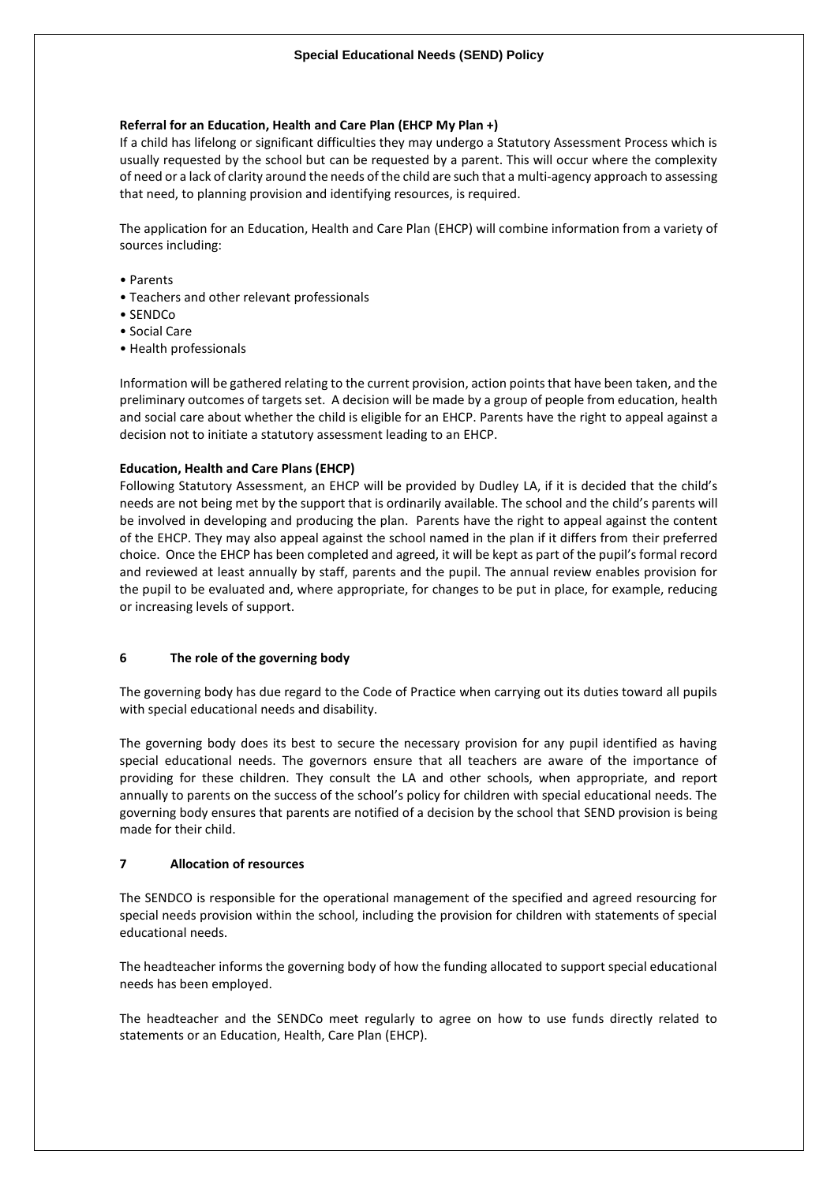**Referral for an Education, Health and Care Plan (EHCP My Plan +)**

If a child has lifelong or significant difficulties they may undergo a Statutory Assessment Process which is usually requested by the school but can be requested by a parent. This will occur where the complexity of need or a lack of clarity around the needs of the child are such that a multi-agency approach to assessing that need, to planning provision and identifying resources, is required.

The application for an Education, Health and Care Plan (EHCP) will combine information from a variety of sources including:

- Parents
- Teachers and other relevant professionals
- SENDCo
- Social Care
- Health professionals

Information will be gathered relating to the current provision, action points that have been taken, and the preliminary outcomes of targets set. A decision will be made by a group of people from education, health and social care about whether the child is eligible for an EHCP. Parents have the right to appeal against a decision not to initiate a statutory assessment leading to an EHCP.

**Education, Health and Care Plans (EHCP)**

Following Statutory Assessment, an EHCP will be provided by Dudley LA, if it is decided that the child's needs are not being met by the support that is ordinarily available. The school and the child's parents will be involved in developing and producing the plan. Parents have the right to appeal against the content of the EHCP. They may also appeal against the school named in the plan if it differs from their preferred choice. Once the EHCP has been completed and agreed, it will be kept as part of the pupil's formal record and reviewed at least annually by staff, parents and the pupil. The annual review enables provision for the pupil to be evaluated and, where appropriate, for changes to be put in place, for example, reducing or increasing levels of support.

## 6 The role of the governing body

The governing body has due regard to the Code of Practice when carrying out its duties toward all pupils with special educational needs and disability.

The governing body does its best to secure the necessary provision for any pupil identified as having special educational needs. The governors ensure that all teachers are aware of the importance of providing for these children. They consult the LA and other schools, when appropriate, and report annually to parents on the success of the school's policy for children with special educational needs. The governing body ensures that parents are notified of a decision by the school that SEND provision is being made for their child.

## 7 Allocation of resources

The SENDCO is responsible for the operational management of the specified and agreed resourcing for special needs provision within the school, including the provision for children with statements of special educational needs.

The headteacher informs the governing body of how the funding allocated to support special educational needs has been employed.

The headteacher and the SENDCo meet regularly to agree on how to use funds directly related to statements or an Education, Health, Care Plan (EHCP).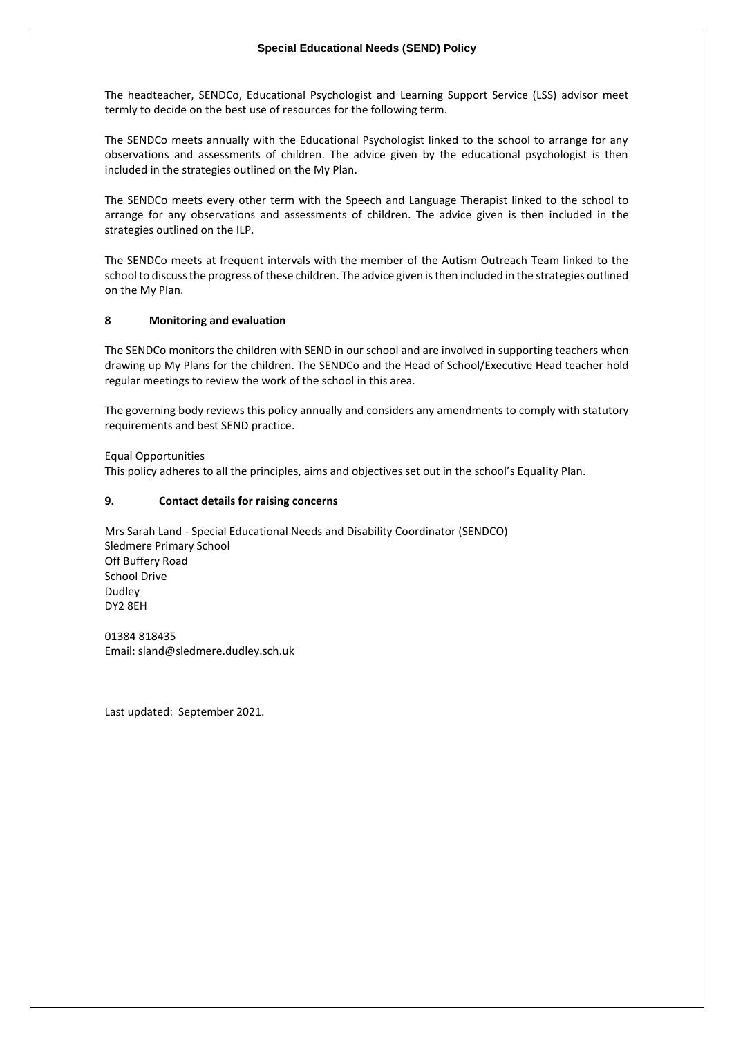The headteacher, SENDCo, Educational Psychologist and Learning Support Service (LSS) advisor meet termly to decide on the best use of resources for the following term.

The SENDCo meets annually with the Educational Psychologist linked to the school to arrange for any observations and assessments of children. The advice given by the educational psychologist is then included in the strategies outlined on the My Plan.

The SENDCo meets every other term with the Speech and Language Therapist linked to the school to arrange for any observations and assessments of children. The advice given is then included in the strategies outlined on the ILP.

The SENDCo meets at frequent intervals with the member of the Autism Outreach Team linked to the school to discuss the progress of these children. The advice given is then included in the strategies outlined on the My Plan.

## 8 Monitoring and evaluation

The SENDCo monitors the children with SEND in our school and are involved in supporting teachers when drawing up My Plans for the children. The SENDCo and the Head of School/Executive Head teacher hold regular meetings to review the work of the school in this area.

The governing body reviews this policy annually and considers any amendments to comply with statutory requirements and best SEND practice.

Equal Opportunities
This policy adheres to all the principles, aims and objectives set out in the school's Equality Plan.

## 9. Contact details for raising concerns

Mrs Sarah Land - Special Educational Needs and Disability Coordinator (SENDCO)
Sledmere Primary School
Off Buffery Road
School Drive
Dudley
DY2 8EH

01384 818435
Email: sland@sledmere.dudley.sch.uk

Last updated: September 2021.